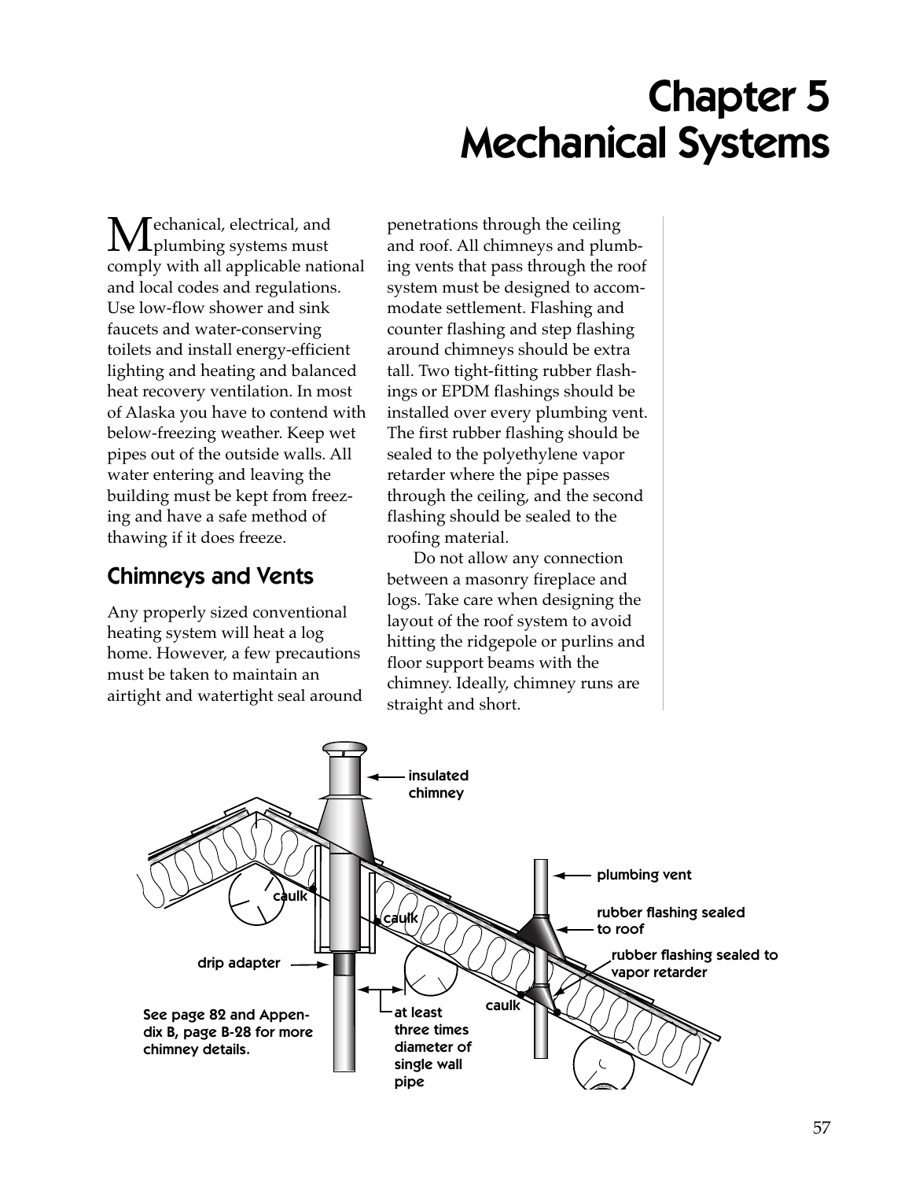# Chapter 5
# Mechanical Systems

Mechanical, electrical, and plumbing systems must comply with all applicable national and local codes and regulations. Use low-flow shower and sink faucets and water-conserving toilets and install energy-efficient lighting and heating and balanced heat recovery ventilation. In most of Alaska you have to contend with below-freezing weather. Keep wet pipes out of the outside walls. All water entering and leaving the building must be kept from freezing and have a safe method of thawing if it does freeze.

## Chimneys and Vents

Any properly sized conventional heating system will heat a log home. However, a few precautions must be taken to maintain an airtight and watertight seal around penetrations through the ceiling and roof. All chimneys and plumbing vents that pass through the roof system must be designed to accommodate settlement. Flashing and counter flashing and step flashing around chimneys should be extra tall. Two tight-fitting rubber flashings or EPDM flashings should be installed over every plumbing vent. The first rubber flashing should be sealed to the polyethylene vapor retarder where the pipe passes through the ceiling, and the second flashing should be sealed to the roofing material.

Do not allow any connection between a masonry fireplace and logs. Take care when designing the layout of the roof system to avoid hitting the ridgepole or purlins and floor support beams with the chimney. Ideally, chimney runs are straight and short.

insulated chimney

plumbing vent

rubber flashing sealed to roof

rubber flashing sealed to vapor retarder

caulk

caulk

caulk

drip adapter

at least three times diameter of single wall pipe

See page 82 and Appendix B, page B-28 for more chimney details.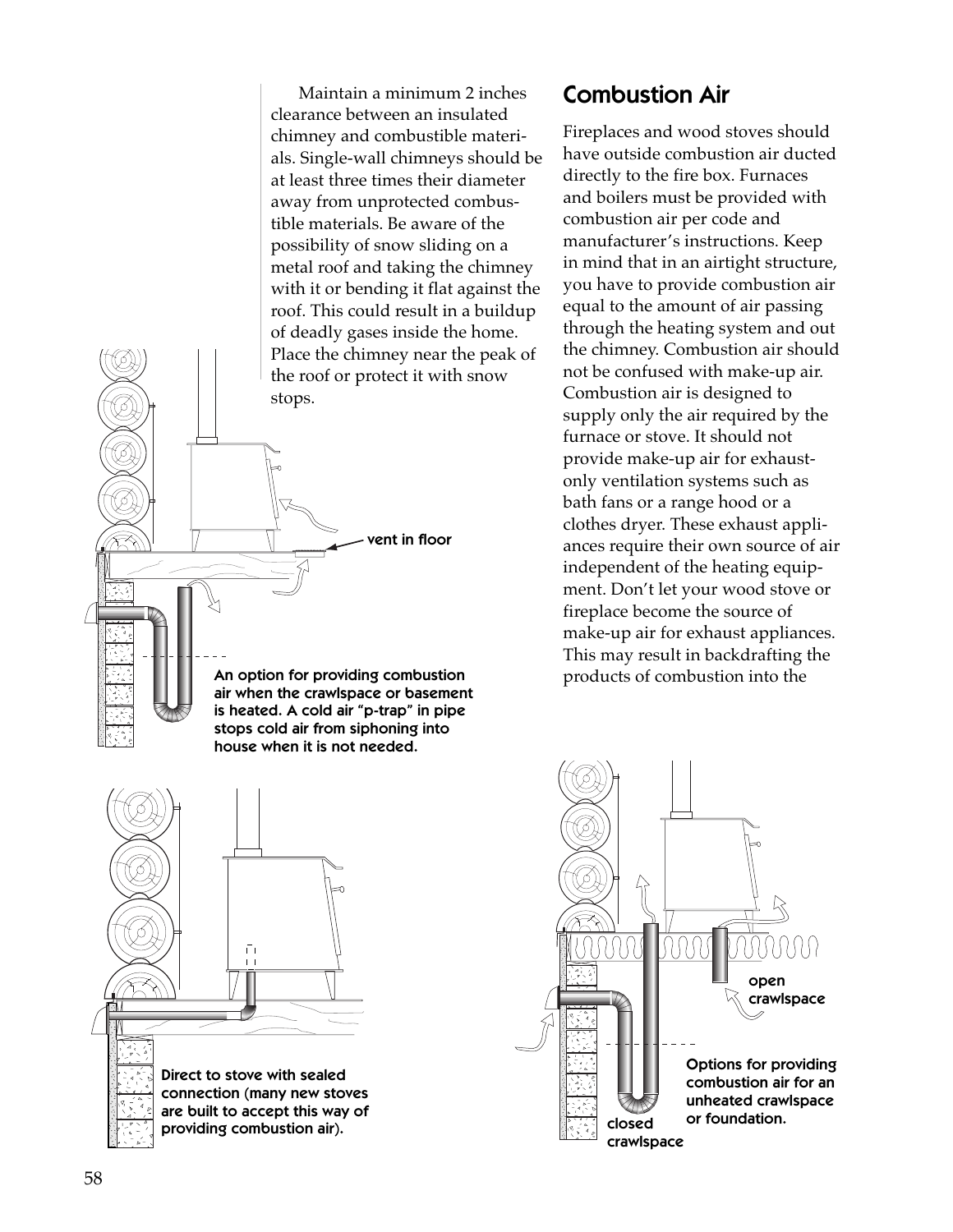Maintain a minimum 2 inches clearance between an insulated chimney and combustible materials. Single-wall chimneys should be at least three times their diameter away from unprotected combustible materials. Be aware of the possibility of snow sliding on a metal roof and taking the chimney with it or bending it flat against the roof. This could result in a buildup of deadly gases inside the home. Place the chimney near the peak of the roof or protect it with snow stops.

vent in floor

An option for providing combustion air when the crawlspace or basement is heated. A cold air "p-trap" in pipe stops cold air from siphoning into house when it is not needed.

## Combustion Air

Fireplaces and wood stoves should have outside combustion air ducted directly to the fire box. Furnaces and boilers must be provided with combustion air per code and manufacturer's instructions. Keep in mind that in an airtight structure, you have to provide combustion air equal to the amount of air passing through the heating system and out the chimney. Combustion air should not be confused with make-up air. Combustion air is designed to supply only the air required by the furnace or stove. It should not provide make-up air for exhaust-only ventilation systems such as bath fans or a range hood or a clothes dryer. These exhaust appliances require their own source of air independent of the heating equipment. Don't let your wood stove or fireplace become the source of make-up air for exhaust appliances. This may result in backdrafting the products of combustion into the

Direct to stove with sealed connection (many new stoves are built to accept this way of providing combustion air).

open crawlspace

closed crawlspace

Options for providing combustion air for an unheated crawlspace or foundation.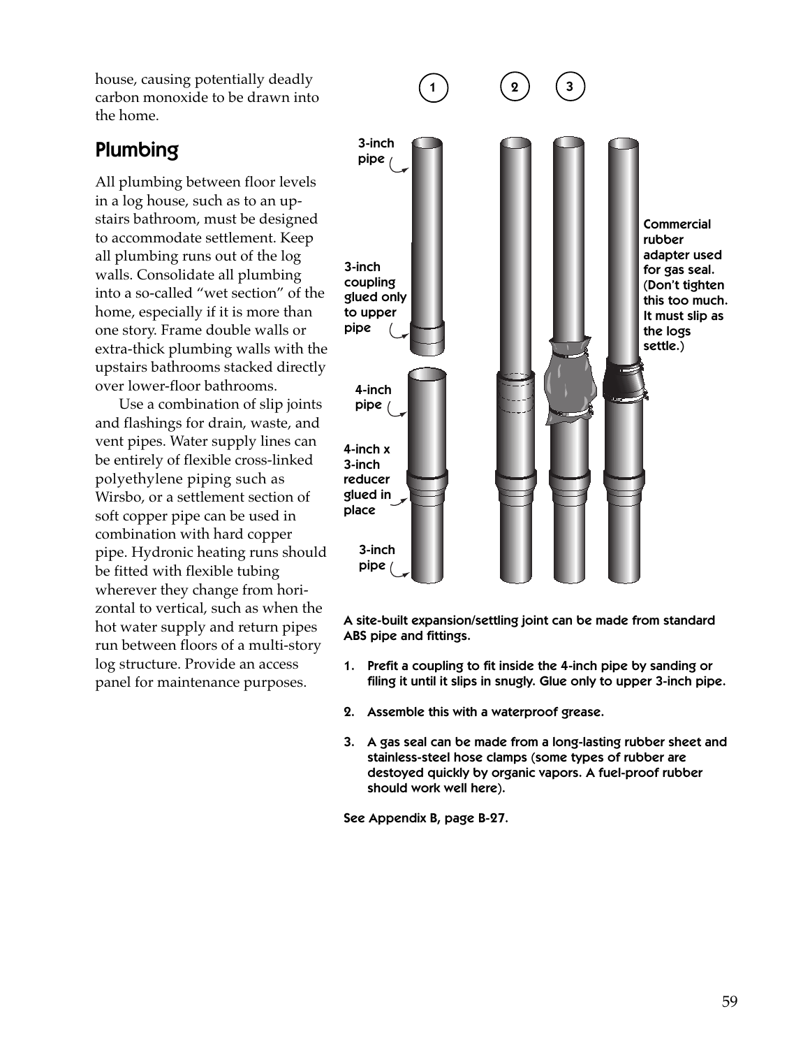house, causing potentially deadly carbon monoxide to be drawn into the home.

## Plumbing

All plumbing between floor levels in a log house, such as to an upstairs bathroom, must be designed to accommodate settlement. Keep all plumbing runs out of the log walls. Consolidate all plumbing into a so-called "wet section" of the home, especially if it is more than one story. Frame double walls or extra-thick plumbing walls with the upstairs bathrooms stacked directly over lower-floor bathrooms.

Use a combination of slip joints and flashings for drain, waste, and vent pipes. Water supply lines can be entirely of flexible cross-linked polyethylene piping such as Wirsbo, or a settlement section of soft copper pipe can be used in combination with hard copper pipe. Hydronic heating runs should be fitted with flexible tubing wherever they change from horizontal to vertical, such as when the hot water supply and return pipes run between floors of a multi-story log structure. Provide an access panel for maintenance purposes.

1 2 3

3-inch pipe

3-inch coupling glued only to upper pipe

4-inch pipe

4-inch x 3-inch reducer glued in place

3-inch pipe

Commercial rubber adapter used for gas seal. (Don't tighten this too much. It must slip as the logs settle.)

A site-built expansion/settling joint can be made from standard ABS pipe and fittings.

1. Prefit a coupling to fit inside the 4-inch pipe by sanding or filing it until it slips in snugly. Glue only to upper 3-inch pipe.
2. Assemble this with a waterproof grease.
3. A gas seal can be made from a long-lasting rubber sheet and stainless-steel hose clamps (some types of rubber are destoyed quickly by organic vapors. A fuel-proof rubber should work well here).

See Appendix B, page B-27.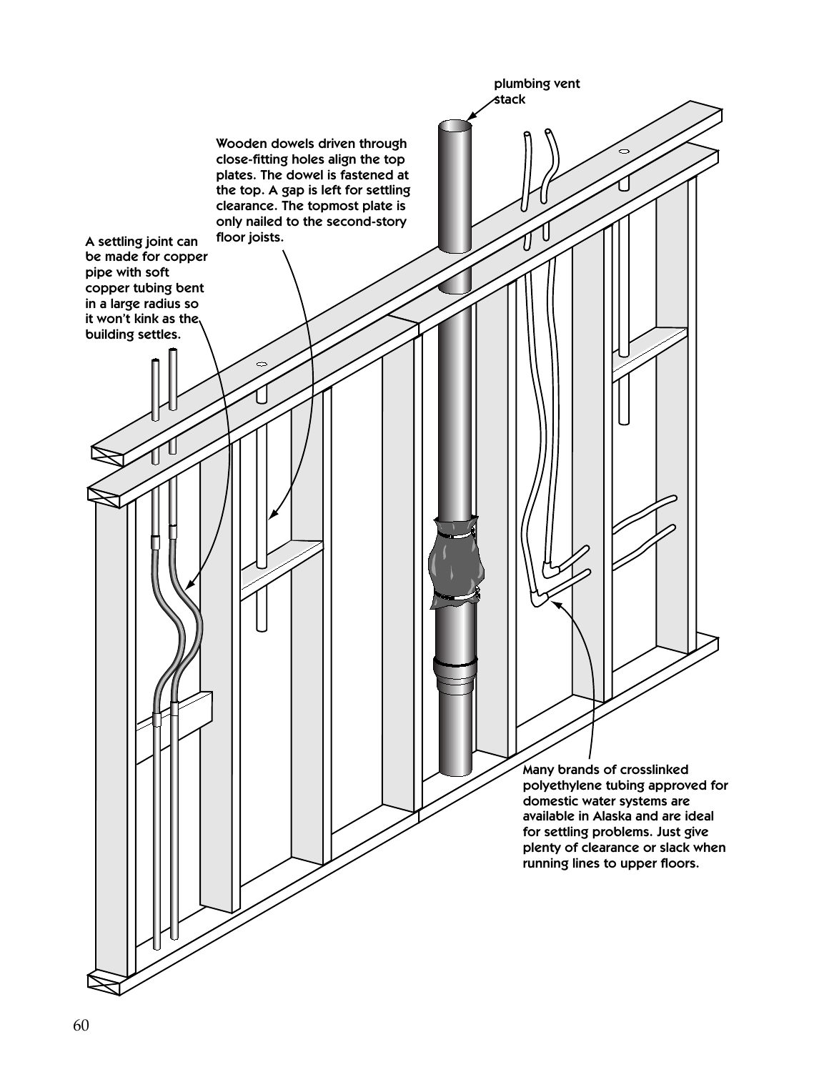plumbing vent stack

Wooden dowels driven through close-fitting holes align the top plates. The dowel is fastened at the top. A gap is left for settling clearance. The topmost plate is only nailed to the second-story floor joists.

A settling joint can be made for copper pipe with soft copper tubing bent in a large radius so it won't kink as the building settles.

Many brands of crosslinked polyethylene tubing approved for domestic water systems are available in Alaska and are ideal for settling problems. Just give plenty of clearance or slack when running lines to upper floors.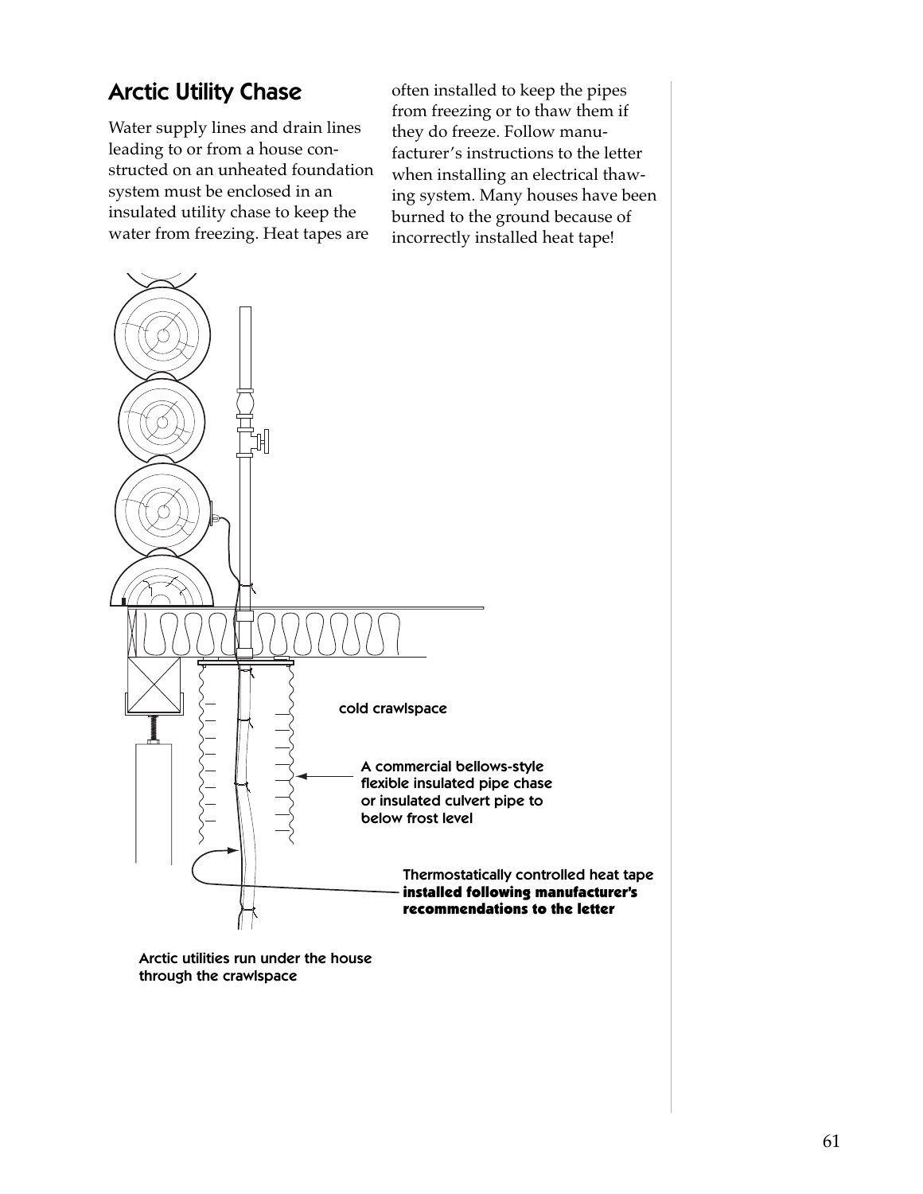## Arctic Utility Chase

Water supply lines and drain lines leading to or from a house constructed on an unheated foundation system must be enclosed in an insulated utility chase to keep the water from freezing. Heat tapes are often installed to keep the pipes from freezing or to thaw them if they do freeze. Follow manufacturer's instructions to the letter when installing an electrical thawing system. Many houses have been burned to the ground because of incorrectly installed heat tape!

cold crawlspace

A commercial bellows-style flexible insulated pipe chase or insulated culvert pipe to below frost level

Thermostatically controlled heat tape **installed following manufacturer's recommendations to the letter**

Arctic utilities run under the house through the crawlspace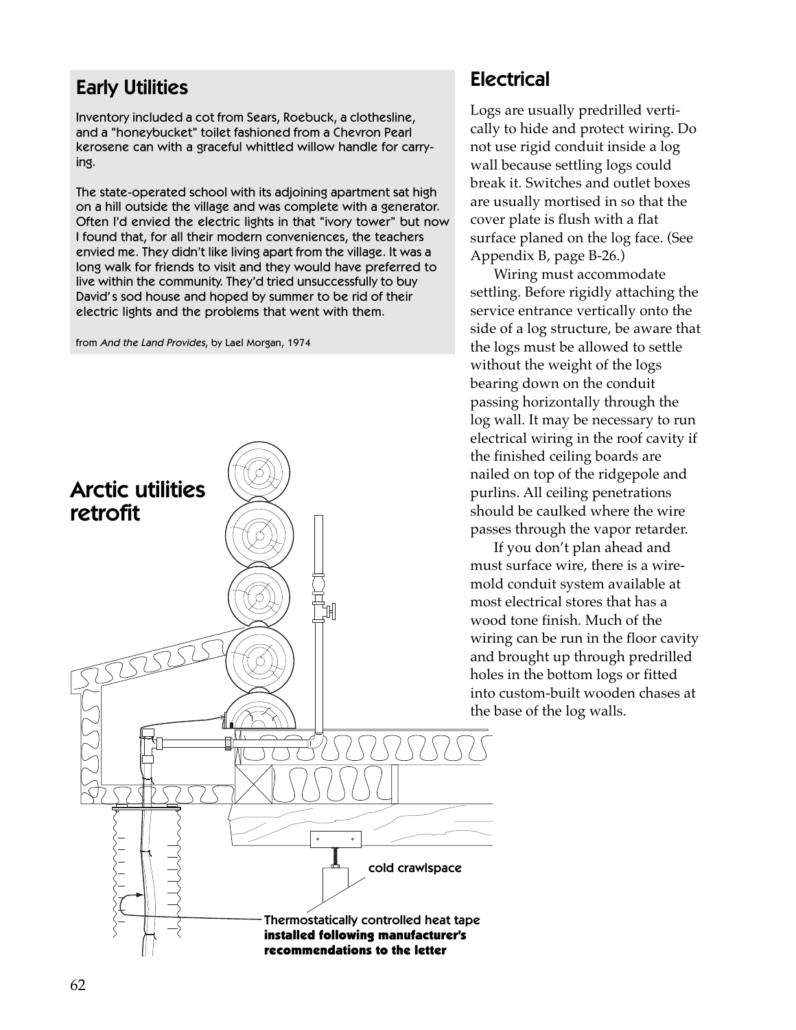## Early Utilities

Inventory included a cot from Sears, Roebuck, a clothesline, and a "honeybucket" toilet fashioned from a Chevron Pearl kerosene can with a graceful whittled willow handle for carrying.

The state-operated school with its adjoining apartment sat high on a hill outside the village and was complete with a generator. Often I'd envied the electric lights in that "ivory tower" but now I found that, for all their modern conveniences, the teachers envied me. They didn't like living apart from the village. It was a long walk for friends to visit and they would have preferred to live within the community. They'd tried unsuccessfully to buy David's sod house and hoped by summer to be rid of their electric lights and the problems that went with them.

from *And the Land Provides*, by Lael Morgan, 1974

## Arctic utilities retrofit

cold crawlspace

Thermostatically controlled heat tape **installed following manufacturer's recommendations to the letter**

## Electrical

Logs are usually predrilled vertically to hide and protect wiring. Do not use rigid conduit inside a log wall because settling logs could break it. Switches and outlet boxes are usually mortised in so that the cover plate is flush with a flat surface planed on the log face. (See Appendix B, page B-26.)

Wiring must accommodate settling. Before rigidly attaching the service entrance vertically onto the side of a log structure, be aware that the logs must be allowed to settle without the weight of the logs bearing down on the conduit passing horizontally through the log wall. It may be necessary to run electrical wiring in the roof cavity if the finished ceiling boards are nailed on top of the ridgepole and purlins. All ceiling penetrations should be caulked where the wire passes through the vapor retarder.

If you don't plan ahead and must surface wire, there is a wiremold conduit system available at most electrical stores that has a wood tone finish. Much of the wiring can be run in the floor cavity and brought up through predrilled holes in the bottom logs or fitted into custom-built wooden chases at the base of the log walls.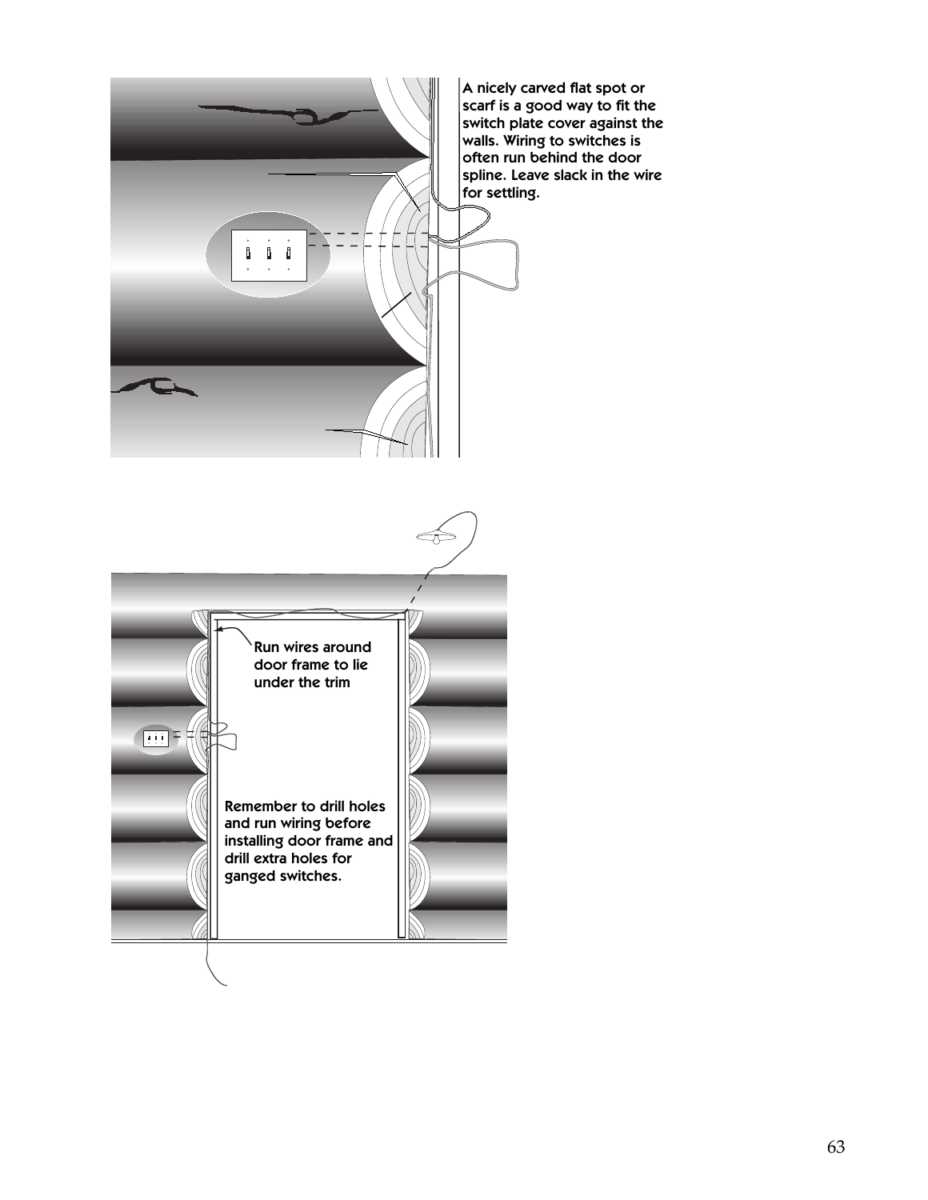A nicely carved flat spot or scarf is a good way to fit the switch plate cover against the walls. Wiring to switches is often run behind the door spline. Leave slack in the wire for settling.

Run wires around door frame to lie under the trim

Remember to drill holes and run wiring before installing door frame and drill extra holes for ganged switches.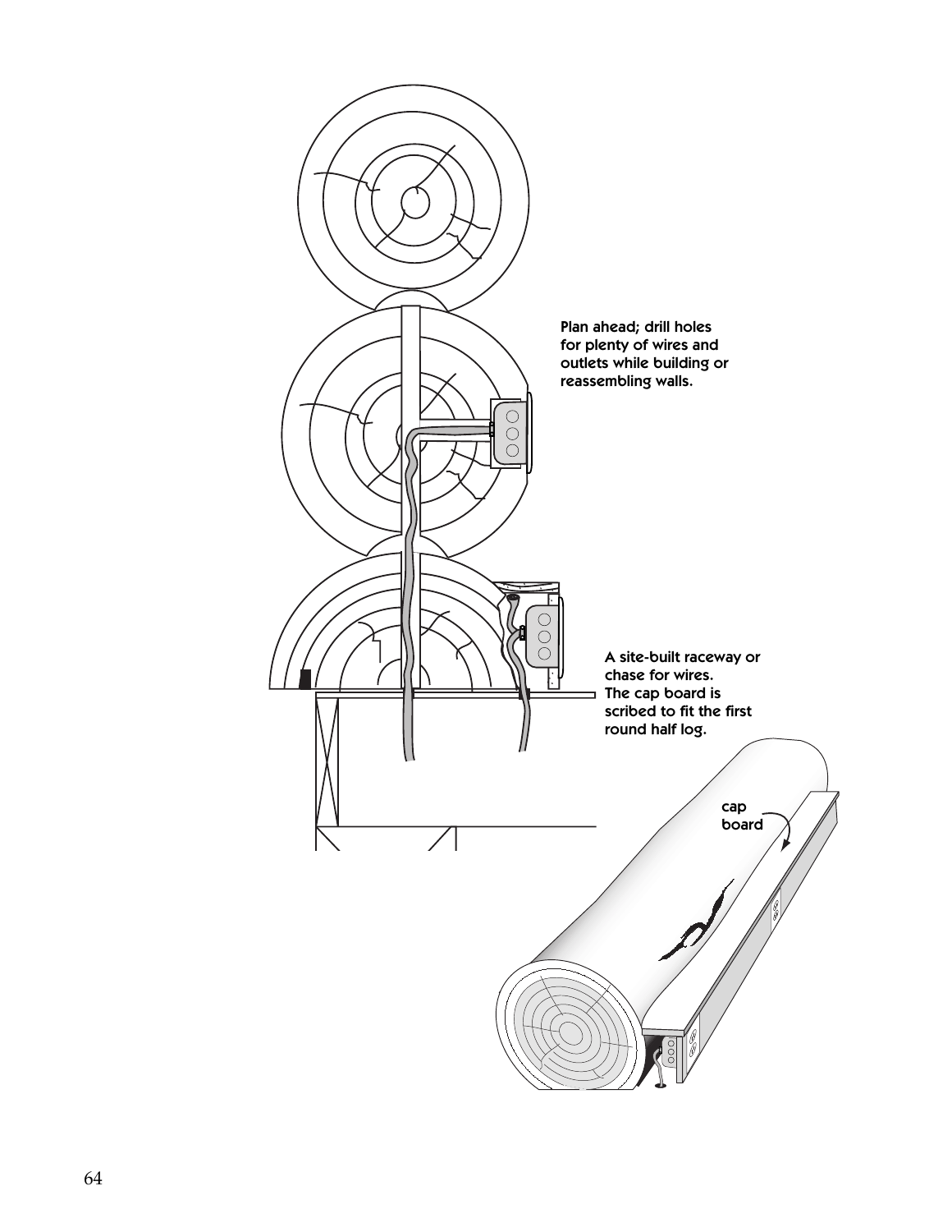Plan ahead; drill holes for plenty of wires and outlets while building or reassembling walls.

A site-built raceway or chase for wires. The cap board is scribed to fit the first round half log.

cap board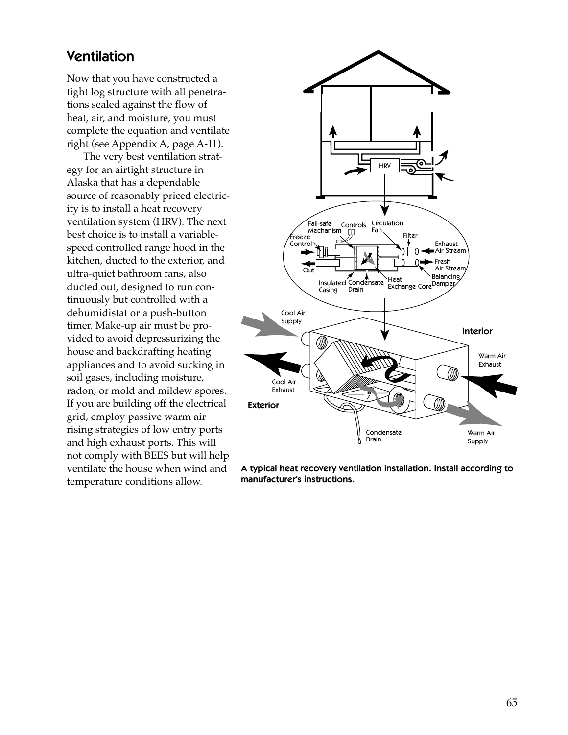## Ventilation

Now that you have constructed a tight log structure with all penetrations sealed against the flow of heat, air, and moisture, you must complete the equation and ventilate right (see Appendix A, page A-11).

The very best ventilation strategy for an airtight structure in Alaska that has a dependable source of reasonably priced electricity is to install a heat recovery ventilation system (HRV). The next best choice is to install a variable-speed controlled range hood in the kitchen, ducted to the exterior, and ultra-quiet bathroom fans, also ducted out, designed to run continuously but controlled with a dehumidistat or a push-button timer. Make-up air must be provided to avoid depressurizing the house and backdrafting heating appliances and to avoid sucking in soil gases, including moisture, radon, or mold and mildew spores. If you are building off the electrical grid, employ passive warm air rising strategies of low entry ports and high exhaust ports. This will not comply with BEES but will help ventilate the house when wind and temperature conditions allow.

HRV

Fail-safe Mechanism
Controls
Circulation Fan
Freeze Control
Filter
Exhaust Air Stream
Fresh Air Stream
Out
Insulated Casing
Condensate Drain
Heat Exchange Core
Balancing Damper

Cool Air Supply
Interior
Warm Air Exhaust
Cool Air Exhaust
Exterior
Condensate Drain
Warm Air Supply

**A typical heat recovery ventilation installation. Install according to manufacturer's instructions.**